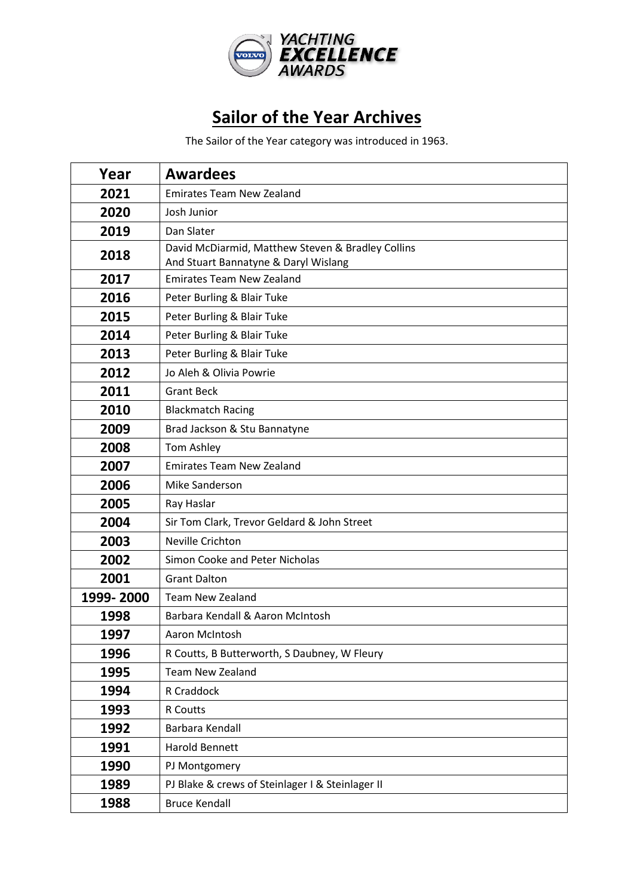# Sailor of the Year Archives

The Sailor of the Year category was introduced in 1963.

| Year | Awardees |
|---|---|
| 2021 | Emirates Team New Zealand |
| 2020 | Josh Junior |
| 2019 | Dan Slater |
| 2018 | David McDiarmid, Matthew Steven & Bradley Collins And Stuart Bannatyne & Daryl Wislang |
| 2017 | Emirates Team New Zealand |
| 2016 | Peter Burling & Blair Tuke |
| 2015 | Peter Burling & Blair Tuke |
| 2014 | Peter Burling & Blair Tuke |
| 2013 | Peter Burling & Blair Tuke |
| 2012 | Jo Aleh & Olivia Powrie |
| 2011 | Grant Beck |
| 2010 | Blackmatch Racing |
| 2009 | Brad Jackson & Stu Bannatyne |
| 2008 | Tom Ashley |
| 2007 | Emirates Team New Zealand |
| 2006 | Mike Sanderson |
| 2005 | Ray Haslar |
| 2004 | Sir Tom Clark, Trevor Geldard & John Street |
| 2003 | Neville Crichton |
| 2002 | Simon Cooke and Peter Nicholas |
| 2001 | Grant Dalton |
| 1999- 2000 | Team New Zealand |
| 1998 | Barbara Kendall & Aaron McIntosh |
| 1997 | Aaron McIntosh |
| 1996 | R Coutts, B Butterworth, S Daubney, W Fleury |
| 1995 | Team New Zealand |
| 1994 | R Craddock |
| 1993 | R Coutts |
| 1992 | Barbara Kendall |
| 1991 | Harold Bennett |
| 1990 | PJ Montgomery |
| 1989 | PJ Blake & crews of Steinlager I & Steinlager II |
| 1988 | Bruce Kendall |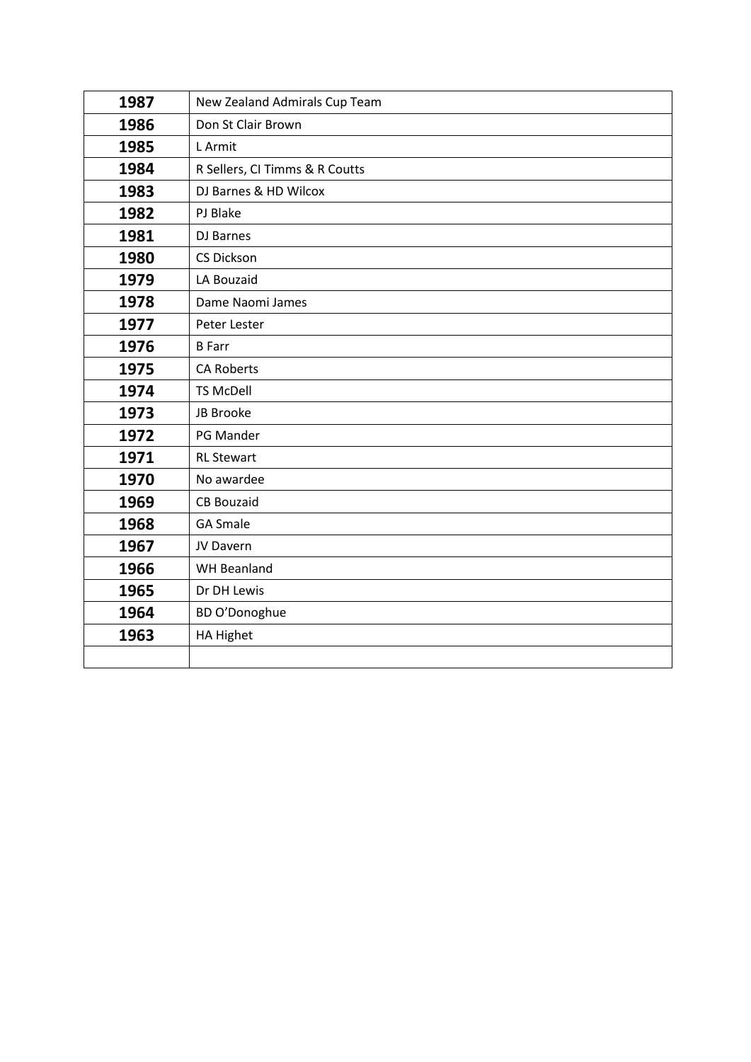| | |
|---|---|
| **1987** | New Zealand Admirals Cup Team |
| **1986** | Don St Clair Brown |
| **1985** | L Armit |
| **1984** | R Sellers, CI Timms & R Coutts |
| **1983** | DJ Barnes & HD Wilcox |
| **1982** | PJ Blake |
| **1981** | DJ Barnes |
| **1980** | CS Dickson |
| **1979** | LA Bouzaid |
| **1978** | Dame Naomi James |
| **1977** | Peter Lester |
| **1976** | B Farr |
| **1975** | CA Roberts |
| **1974** | TS McDell |
| **1973** | JB Brooke |
| **1972** | PG Mander |
| **1971** | RL Stewart |
| **1970** | No awardee |
| **1969** | CB Bouzaid |
| **1968** | GA Smale |
| **1967** | JV Davern |
| **1966** | WH Beanland |
| **1965** | Dr DH Lewis |
| **1964** | BD O'Donoghue |
| **1963** | HA Highet |
| | |